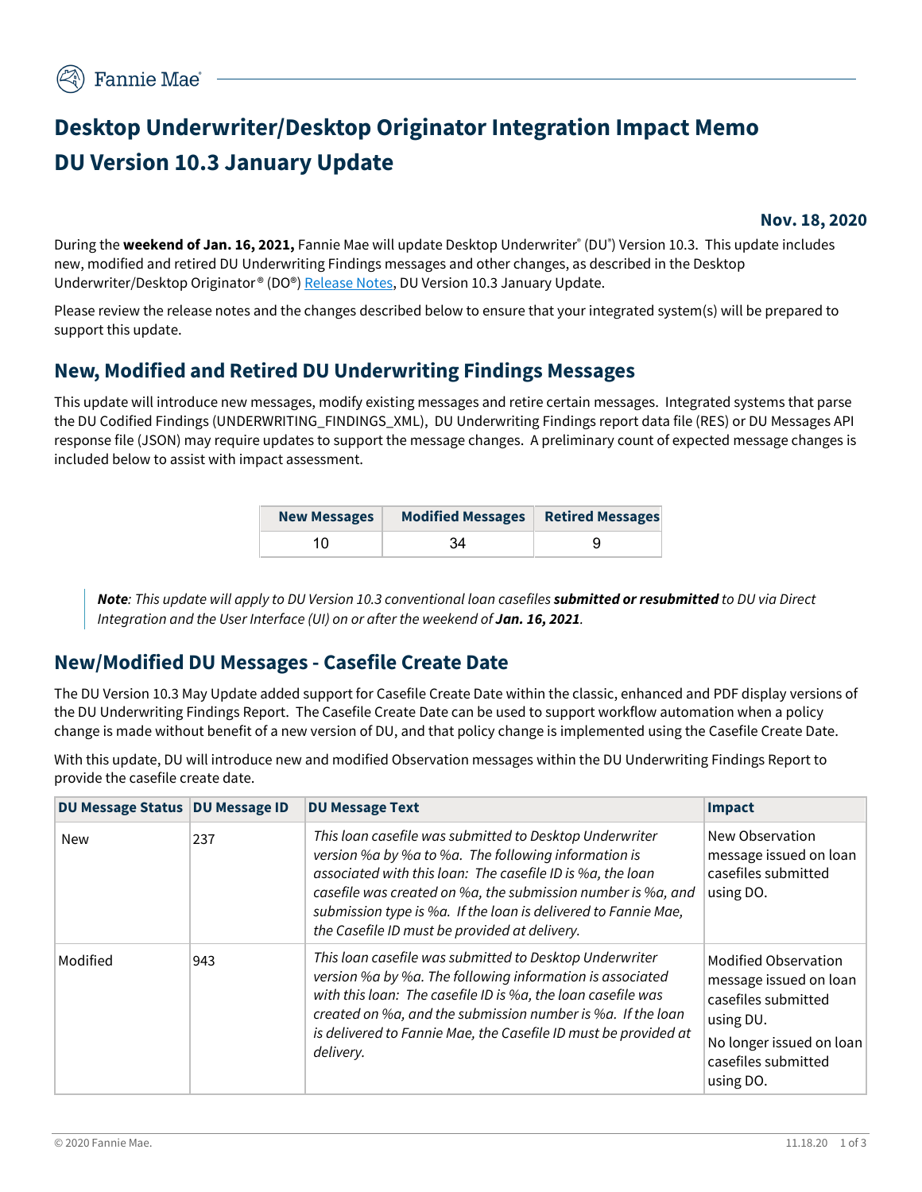# Desktop Underwriter/Desktop Originator Integration Impact Memo
# DU Version 10.3 January Update

**Nov. 18, 2020**

During the **weekend of Jan. 16, 2021,** Fannie Mae will update Desktop Underwriter® (DU®) Version 10.3. This update includes new, modified and retired DU Underwriting Findings messages and other changes, as described in the Desktop Underwriter/Desktop Originator® (DO®) Release Notes, DU Version 10.3 January Update.

Please review the release notes and the changes described below to ensure that your integrated system(s) will be prepared to support this update.

## New, Modified and Retired DU Underwriting Findings Messages

This update will introduce new messages, modify existing messages and retire certain messages. Integrated systems that parse the DU Codified Findings (UNDERWRITING_FINDINGS_XML), DU Underwriting Findings report data file (RES) or DU Messages API response file (JSON) may require updates to support the message changes. A preliminary count of expected message changes is included below to assist with impact assessment.

| New Messages | Modified Messages | Retired Messages |
|---|---|---|
| 10 | 34 | 9 |

> ***Note**: This update will apply to DU Version 10.3 conventional loan casefiles **submitted or resubmitted** to DU via Direct Integration and the User Interface (UI) on or after the weekend of **Jan. 16, 2021**.*

## New/Modified DU Messages - Casefile Create Date

The DU Version 10.3 May Update added support for Casefile Create Date within the classic, enhanced and PDF display versions of the DU Underwriting Findings Report. The Casefile Create Date can be used to support workflow automation when a policy change is made without benefit of a new version of DU, and that policy change is implemented using the Casefile Create Date.

With this update, DU will introduce new and modified Observation messages within the DU Underwriting Findings Report to provide the casefile create date.

| DU Message Status | DU Message ID | DU Message Text | Impact |
|---|---|---|---|
| New | 237 | *This loan casefile was submitted to Desktop Underwriter version %a by %a to %a. The following information is associated with this loan: The casefile ID is %a, the loan casefile was created on %a, the submission number is %a, and submission type is %a. If the loan is delivered to Fannie Mae, the Casefile ID must be provided at delivery.* | New Observation message issued on loan casefiles submitted using DO. |
| Modified | 943 | *This loan casefile was submitted to Desktop Underwriter version %a by %a. The following information is associated with this loan: The casefile ID is %a, the loan casefile was created on %a, and the submission number is %a. If the loan is delivered to Fannie Mae, the Casefile ID must be provided at delivery.* | Modified Observation message issued on loan casefiles submitted using DU. No longer issued on loan casefiles submitted using DO. |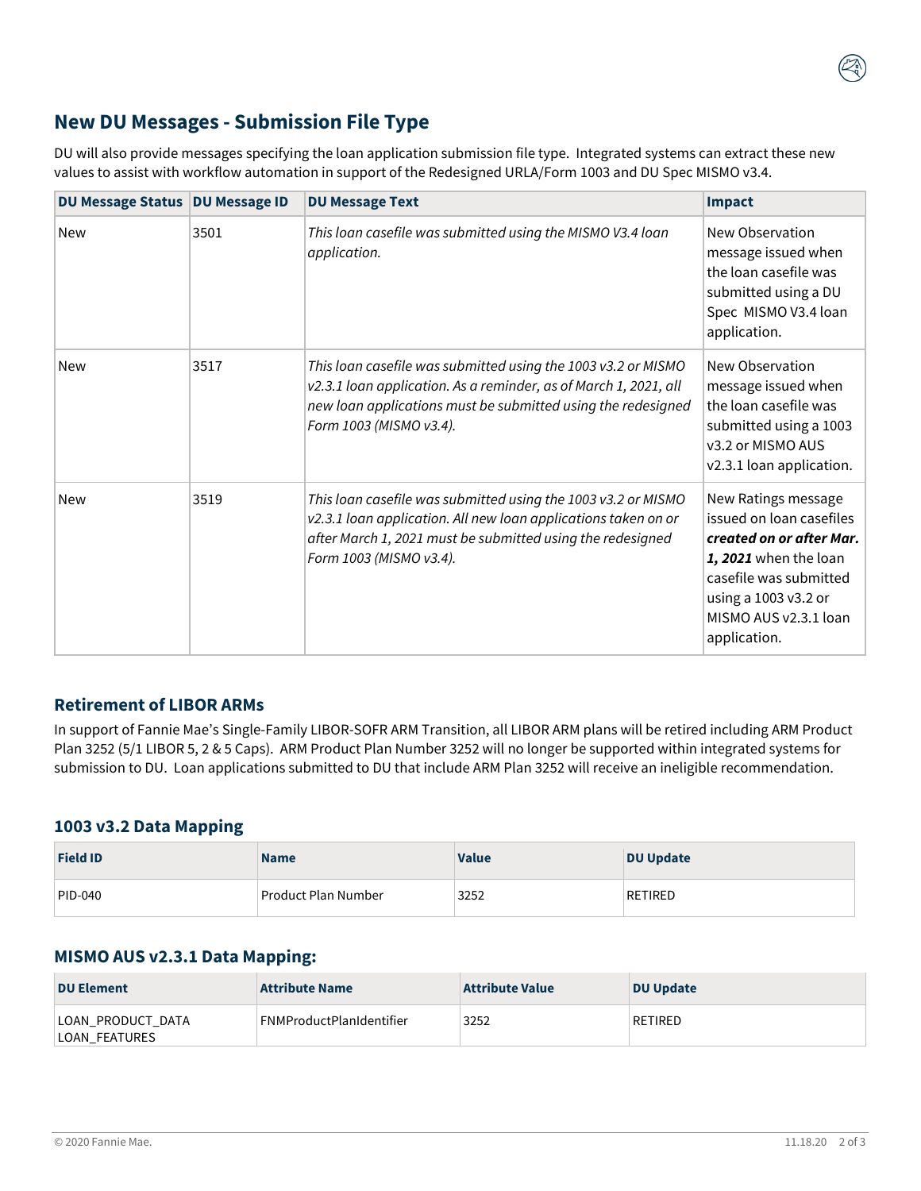## New DU Messages - Submission File Type

DU will also provide messages specifying the loan application submission file type. Integrated systems can extract these new values to assist with workflow automation in support of the Redesigned URLA/Form 1003 and DU Spec MISMO v3.4.

| DU Message Status | DU Message ID | DU Message Text | Impact |
|---|---|---|---|
| New | 3501 | *This loan casefile was submitted using the MISMO V3.4 loan application.* | New Observation message issued when the loan casefile was submitted using a DU Spec MISMO V3.4 loan application. |
| New | 3517 | *This loan casefile was submitted using the 1003 v3.2 or MISMO v2.3.1 loan application. As a reminder, as of March 1, 2021, all new loan applications must be submitted using the redesigned Form 1003 (MISMO v3.4).* | New Observation message issued when the loan casefile was submitted using a 1003 v3.2 or MISMO AUS v2.3.1 loan application. |
| New | 3519 | *This loan casefile was submitted using the 1003 v3.2 or MISMO v2.3.1 loan application. All new loan applications taken on or after March 1, 2021 must be submitted using the redesigned Form 1003 (MISMO v3.4).* | New Ratings message issued on loan casefiles ***created on or after Mar. 1, 2021*** when the loan casefile was submitted using a 1003 v3.2 or MISMO AUS v2.3.1 loan application. |

### Retirement of LIBOR ARMs

In support of Fannie Mae's Single-Family LIBOR-SOFR ARM Transition, all LIBOR ARM plans will be retired including ARM Product Plan 3252 (5/1 LIBOR 5, 2 & 5 Caps). ARM Product Plan Number 3252 will no longer be supported within integrated systems for submission to DU. Loan applications submitted to DU that include ARM Plan 3252 will receive an ineligible recommendation.

### 1003 v3.2 Data Mapping

| Field ID | Name | Value | DU Update |
|---|---|---|---|
| PID-040 | Product Plan Number | 3252 | RETIRED |

### MISMO AUS v2.3.1 Data Mapping:

| DU Element | Attribute Name | Attribute Value | DU Update |
|---|---|---|---|
| LOAN_PRODUCT_DATA LOAN_FEATURES | FNMProductPlanIdentifier | 3252 | RETIRED |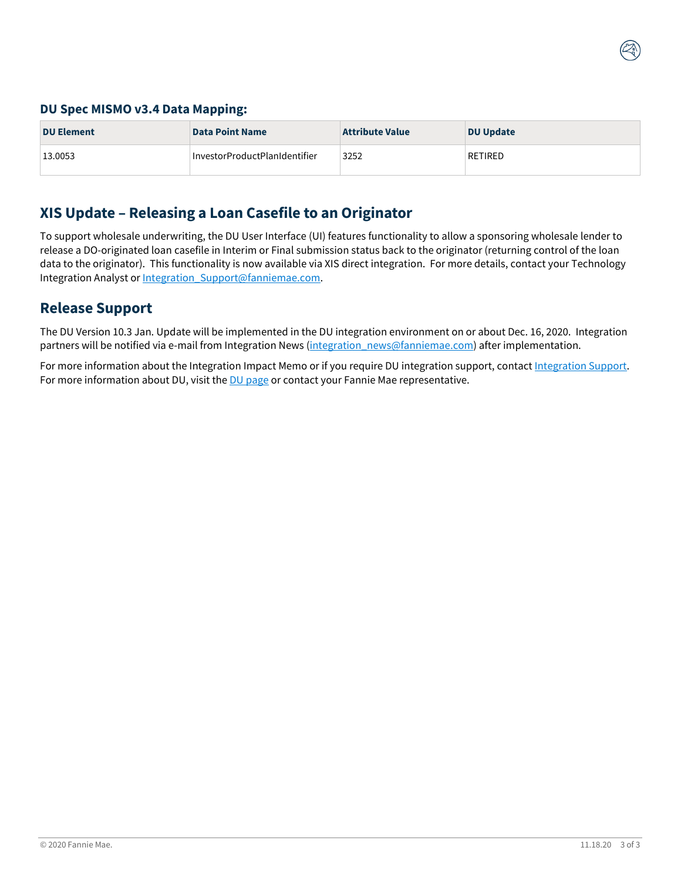### DU Spec MISMO v3.4 Data Mapping:

| DU Element | Data Point Name | Attribute Value | DU Update |
|---|---|---|---|
| 13.0053 | InvestorProductPlanIdentifier | 3252 | RETIRED |

## XIS Update – Releasing a Loan Casefile to an Originator

To support wholesale underwriting, the DU User Interface (UI) features functionality to allow a sponsoring wholesale lender to release a DO-originated loan casefile in Interim or Final submission status back to the originator (returning control of the loan data to the originator). This functionality is now available via XIS direct integration. For more details, contact your Technology Integration Analyst or Integration_Support@fanniemae.com.

## Release Support

The DU Version 10.3 Jan. Update will be implemented in the DU integration environment on or about Dec. 16, 2020. Integration partners will be notified via e-mail from Integration News (integration_news@fanniemae.com) after implementation.

For more information about the Integration Impact Memo or if you require DU integration support, contact Integration Support. For more information about DU, visit the DU page or contact your Fannie Mae representative.

© 2020 Fannie Mae.